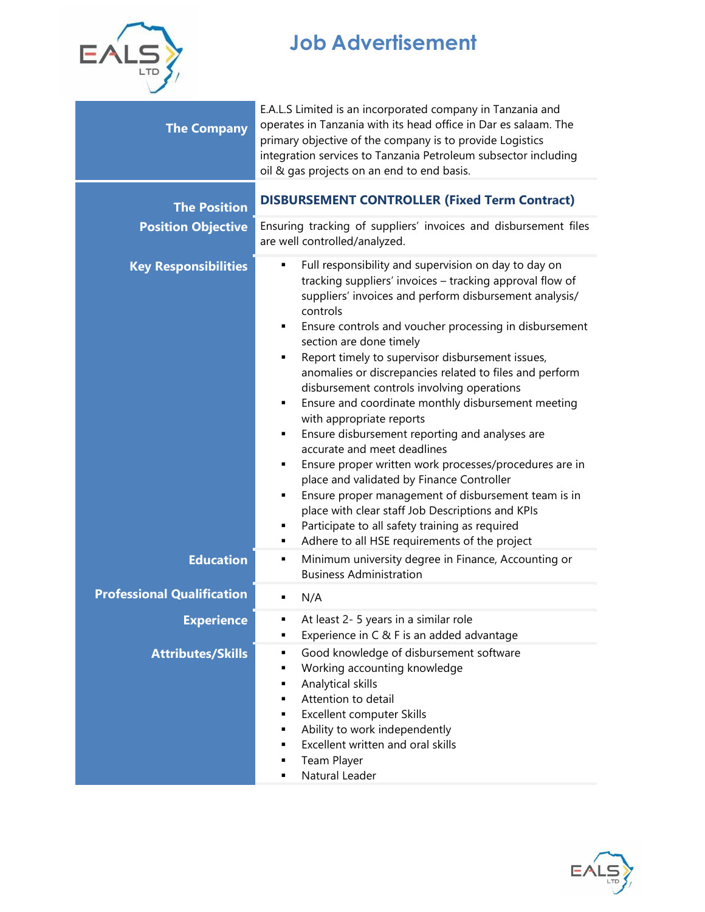# Job Advertisement

**The Company**

E.A.L.S Limited is an incorporated company in Tanzania and operates in Tanzania with its head office in Dar es salaam. The primary objective of the company is to provide Logistics integration services to Tanzania Petroleum subsector including oil & gas projects on an end to end basis.

**The Position**

**DISBURSEMENT CONTROLLER (Fixed Term Contract)**

**Position Objective**

Ensuring tracking of suppliers' invoices and disbursement files are well controlled/analyzed.

**Key Responsibilities**

- Full responsibility and supervision on day to day on tracking suppliers' invoices – tracking approval flow of suppliers' invoices and perform disbursement analysis/ controls
- Ensure controls and voucher processing in disbursement section are done timely
- Report timely to supervisor disbursement issues, anomalies or discrepancies related to files and perform disbursement controls involving operations
- Ensure and coordinate monthly disbursement meeting with appropriate reports
- Ensure disbursement reporting and analyses are accurate and meet deadlines
- Ensure proper written work processes/procedures are in place and validated by Finance Controller
- Ensure proper management of disbursement team is in place with clear staff Job Descriptions and KPIs
- Participate to all safety training as required
- Adhere to all HSE requirements of the project

**Education**

- Minimum university degree in Finance, Accounting or Business Administration

**Professional Qualification**

- N/A

**Experience**

- At least 2- 5 years in a similar role
- Experience in C & F is an added advantage

**Attributes/Skills**

- Good knowledge of disbursement software
- Working accounting knowledge
- Analytical skills
- Attention to detail
- Excellent computer Skills
- Ability to work independently
- Excellent written and oral skills
- Team Player
- Natural Leader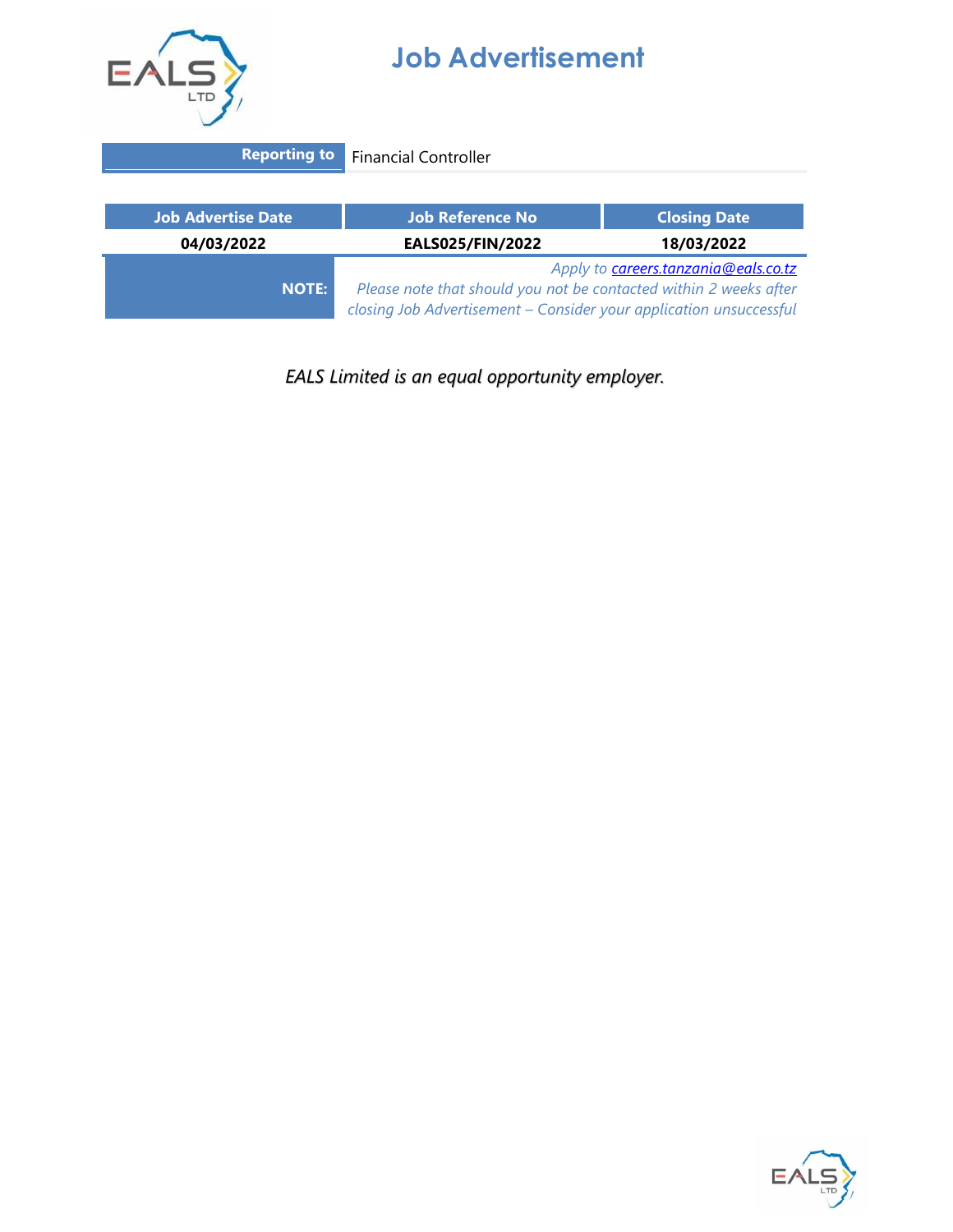# Job Advertisement

| Reporting to | Financial Controller |
|---|---|

| Job Advertise Date | Job Reference No | Closing Date |
|---|---|---|
| **04/03/2022** | **EALS025/FIN/2022** | **18/03/2022** |

| | |
|---|---|
| **NOTE:** | *Apply to careers.tanzania@eals.co.tz* *Please note that should you not be contacted within 2 weeks after closing Job Advertisement – Consider your application unsuccessful* |

*EALS Limited is an equal opportunity employer.*